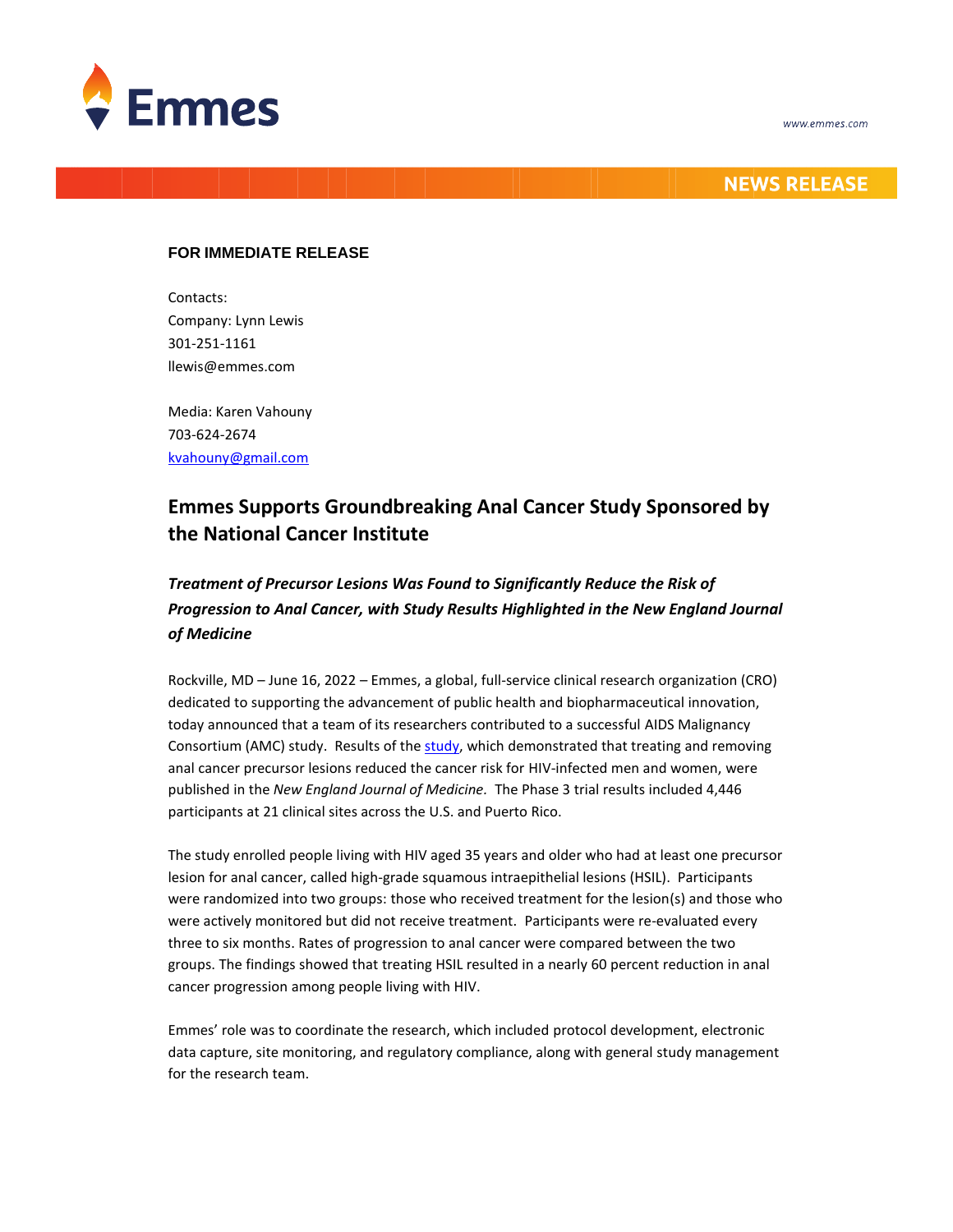Emmes

www.emmes.com

NEWS RELEASE

**FOR IMMEDIATE RELEASE**

Contacts:
Company: Lynn Lewis
301-251-1161
llewis@emmes.com

Media: Karen Vahouny
703-624-2674
kvahouny@gmail.com

## Emmes Supports Groundbreaking Anal Cancer Study Sponsored by the National Cancer Institute

### *Treatment of Precursor Lesions Was Found to Significantly Reduce the Risk of Progression to Anal Cancer, with Study Results Highlighted in the New England Journal of Medicine*

Rockville, MD – June 16, 2022 – Emmes, a global, full-service clinical research organization (CRO) dedicated to supporting the advancement of public health and biopharmaceutical innovation, today announced that a team of its researchers contributed to a successful AIDS Malignancy Consortium (AMC) study. Results of the study, which demonstrated that treating and removing anal cancer precursor lesions reduced the cancer risk for HIV-infected men and women, were published in the *New England Journal of Medicine.* The Phase 3 trial results included 4,446 participants at 21 clinical sites across the U.S. and Puerto Rico.

The study enrolled people living with HIV aged 35 years and older who had at least one precursor lesion for anal cancer, called high-grade squamous intraepithelial lesions (HSIL). Participants were randomized into two groups: those who received treatment for the lesion(s) and those who were actively monitored but did not receive treatment. Participants were re-evaluated every three to six months. Rates of progression to anal cancer were compared between the two groups. The findings showed that treating HSIL resulted in a nearly 60 percent reduction in anal cancer progression among people living with HIV.

Emmes' role was to coordinate the research, which included protocol development, electronic data capture, site monitoring, and regulatory compliance, along with general study management for the research team.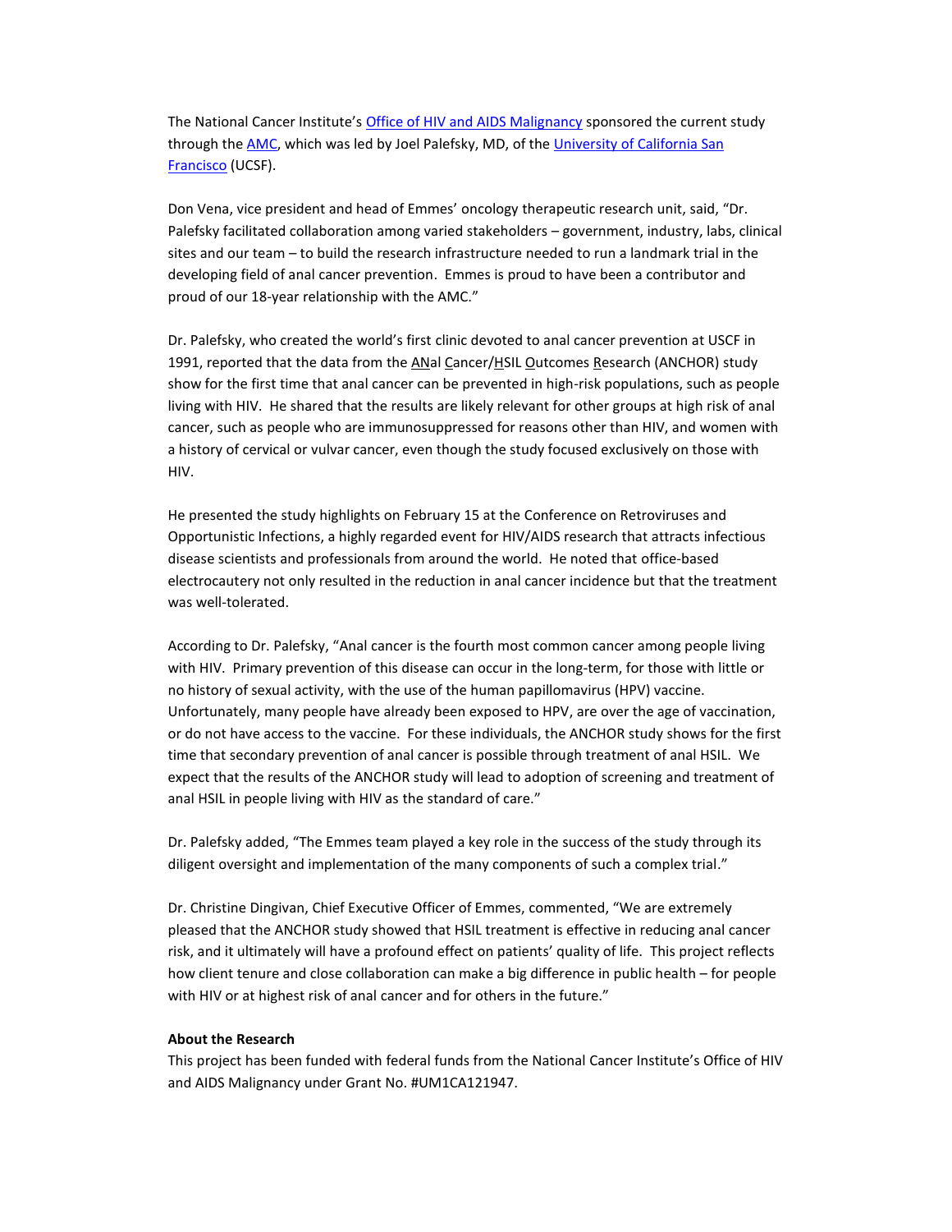The National Cancer Institute's Office of HIV and AIDS Malignancy sponsored the current study through the AMC, which was led by Joel Palefsky, MD, of the University of California San Francisco (UCSF).

Don Vena, vice president and head of Emmes' oncology therapeutic research unit, said, "Dr. Palefsky facilitated collaboration among varied stakeholders – government, industry, labs, clinical sites and our team – to build the research infrastructure needed to run a landmark trial in the developing field of anal cancer prevention. Emmes is proud to have been a contributor and proud of our 18-year relationship with the AMC."

Dr. Palefsky, who created the world's first clinic devoted to anal cancer prevention at USCF in 1991, reported that the data from the ANal Cancer/HSIL Outcomes Research (ANCHOR) study show for the first time that anal cancer can be prevented in high-risk populations, such as people living with HIV. He shared that the results are likely relevant for other groups at high risk of anal cancer, such as people who are immunosuppressed for reasons other than HIV, and women with a history of cervical or vulvar cancer, even though the study focused exclusively on those with HIV.

He presented the study highlights on February 15 at the Conference on Retroviruses and Opportunistic Infections, a highly regarded event for HIV/AIDS research that attracts infectious disease scientists and professionals from around the world. He noted that office-based electrocautery not only resulted in the reduction in anal cancer incidence but that the treatment was well-tolerated.

According to Dr. Palefsky, "Anal cancer is the fourth most common cancer among people living with HIV. Primary prevention of this disease can occur in the long-term, for those with little or no history of sexual activity, with the use of the human papillomavirus (HPV) vaccine. Unfortunately, many people have already been exposed to HPV, are over the age of vaccination, or do not have access to the vaccine. For these individuals, the ANCHOR study shows for the first time that secondary prevention of anal cancer is possible through treatment of anal HSIL. We expect that the results of the ANCHOR study will lead to adoption of screening and treatment of anal HSIL in people living with HIV as the standard of care."

Dr. Palefsky added, "The Emmes team played a key role in the success of the study through its diligent oversight and implementation of the many components of such a complex trial."

Dr. Christine Dingivan, Chief Executive Officer of Emmes, commented, "We are extremely pleased that the ANCHOR study showed that HSIL treatment is effective in reducing anal cancer risk, and it ultimately will have a profound effect on patients' quality of life. This project reflects how client tenure and close collaboration can make a big difference in public health – for people with HIV or at highest risk of anal cancer and for others in the future."

**About the Research**

This project has been funded with federal funds from the National Cancer Institute's Office of HIV and AIDS Malignancy under Grant No. #UM1CA121947.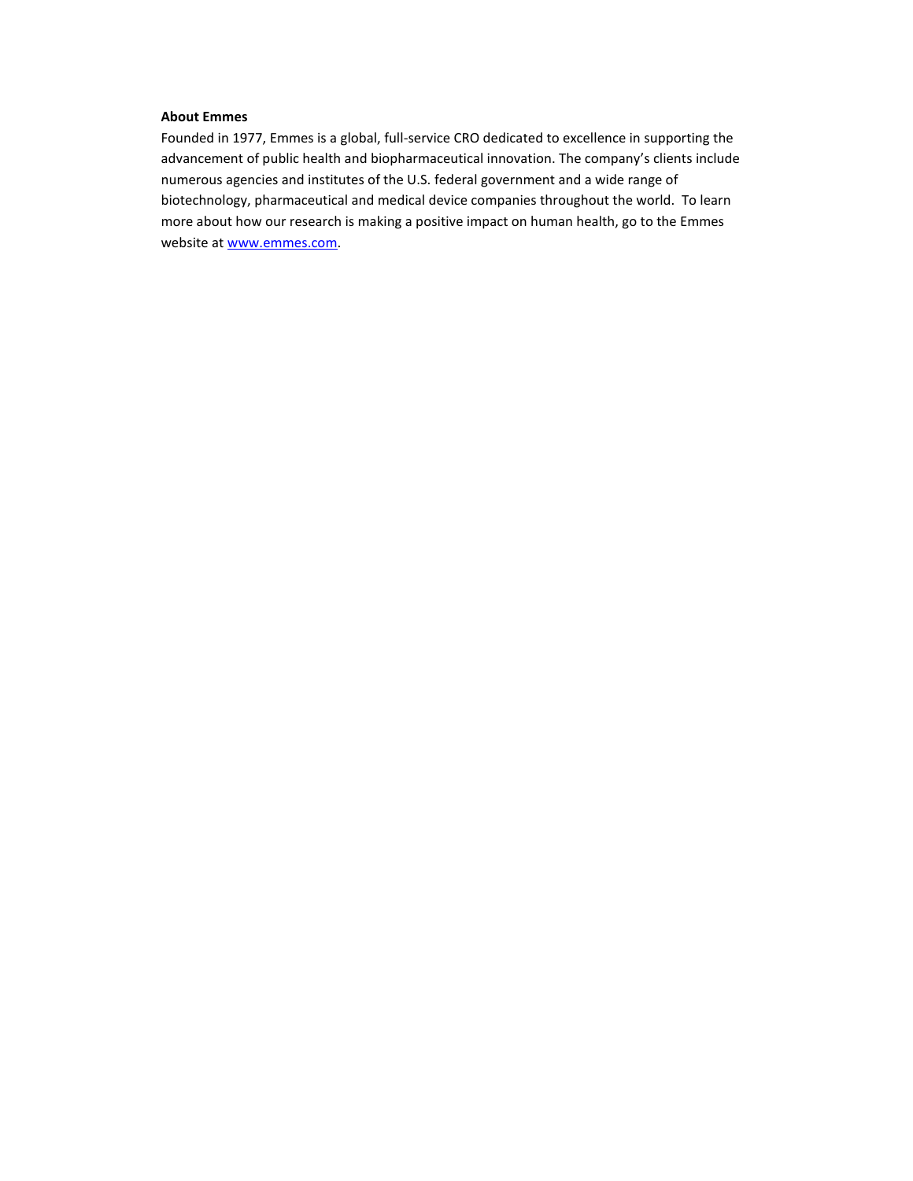**About Emmes**

Founded in 1977, Emmes is a global, full-service CRO dedicated to excellence in supporting the advancement of public health and biopharmaceutical innovation. The company's clients include numerous agencies and institutes of the U.S. federal government and a wide range of biotechnology, pharmaceutical and medical device companies throughout the world. To learn more about how our research is making a positive impact on human health, go to the Emmes website at [www.emmes.com](http://www.emmes.com).